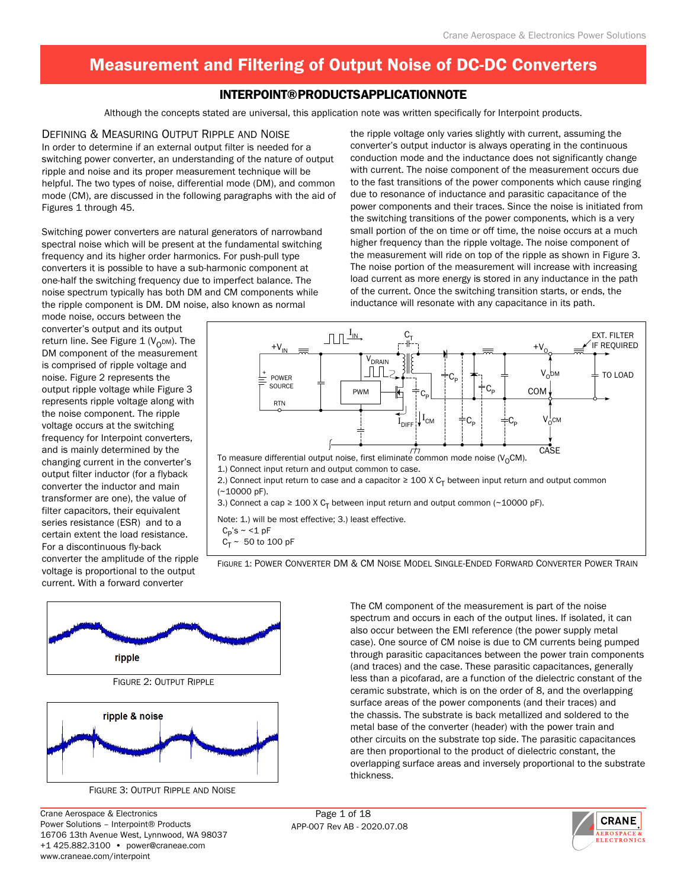# Measurement and Filtering of Output Noise of DC-DC Converters

## INTERPOINT® PRODUCTS APPLICATION NOTE

Although the concepts stated are universal, this application note was written specifically for Interpoint products.

## Defining & Measuring Output Ripple and Noise

In order to determine if an external output filter is needed for a switching power converter, an understanding of the nature of output ripple and noise and its proper measurement technique will be helpful. The two types of noise, differential mode (DM), and common mode (CM), are discussed in the following paragraphs with the aid of Figures 1 through 45.

Switching power converters are natural generators of narrowband spectral noise which will be present at the fundamental switching frequency and its higher order harmonics. For push-pull type converters it is possible to have a sub-harmonic component at one-half the switching frequency due to imperfect balance. The noise spectrum typically has both DM and CM components while the ripple component is DM. DM noise, also known as normal mode noise, occurs between the converter's output and its output return line. See Figure 1 ($V_{O}DM$). The DM component of the measurement is comprised of ripple voltage and noise. Figure 2 represents the output ripple voltage while Figure 3 represents ripple voltage along with the noise component. The ripple voltage occurs at the switching frequency for Interpoint converters, and is mainly determined by the changing current in the converter's output filter inductor (for a flyback converter the inductor and main transformer are one), the value of filter capacitors, their equivalent series resistance (ESR) and to a certain extent the load resistance. For a discontinuous fly-back converter the amplitude of the ripple voltage is proportional to the output current. With a forward converter the ripple voltage only varies slightly with current, assuming the converter's output inductor is always operating in the continuous conduction mode and the inductance does not significantly change with current. The noise component of the measurement occurs due to the fast transitions of the power components which cause ringing due to resonance of inductance and parasitic capacitance of the power components and their traces. Since the noise is initiated from the switching transitions of the power components, which is a very small portion of the on time or off time, the noise occurs at a much higher frequency than the ripple voltage. The noise component of the measurement will ride on top of the ripple as shown in Figure 3. The noise portion of the measurement will increase with increasing load current as more energy is stored in any inductance in the path of the current. Once the switching transition starts, or ends, the inductance will resonate with any capacitance in its path.

To measure differential output noise, first eliminate common mode noise ($V_{O}CM$).

1.) Connect input return and output common to case.

2.) Connect input return to case and a capacitor ≥ 100 X $C_T$ between input return and output common (~10000 pF).

3.) Connect a cap ≥ 100 X $C_T$ between input return and output common (~10000 pF).

Note: 1.) will be most effective; 3.) least effective.
$C_P$'s ~ <1 pF
$C_T$ ~ 50 to 100 pF

Figure 1: Power Converter DM & CM Noise Model Single-Ended Forward Converter Power Train

Figure 2: Output Ripple

Figure 3: Output Ripple and Noise

The CM component of the measurement is part of the noise spectrum and occurs in each of the output lines. If isolated, it can also occur between the EMI reference (the power supply metal case). One source of CM noise is due to CM currents being pumped through parasitic capacitances between the power train components (and traces) and the case. These parasitic capacitances, generally less than a picofarad, are a function of the dielectric constant of the ceramic substrate, which is on the order of 8, and the overlapping surface areas of the power components (and their traces) and the chassis. The substrate is back metallized and soldered to the metal base of the converter (header) with the power train and other circuits on the substrate top side. The parasitic capacitances are then proportional to the product of dielectric constant, the overlapping surface areas and inversely proportional to the substrate thickness.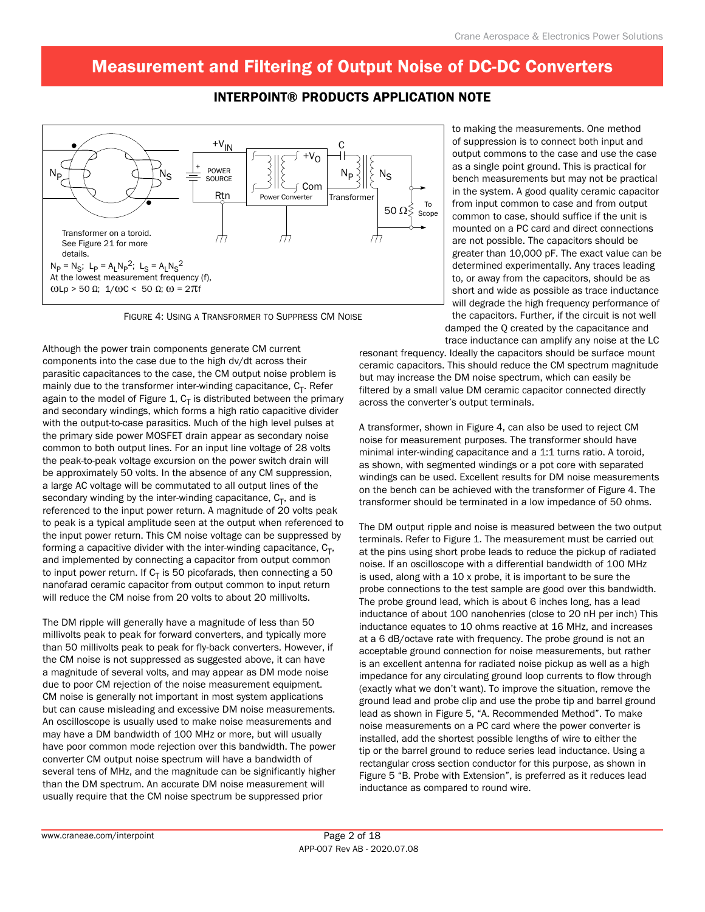# Measurement and Filtering of Output Noise of DC-DC Converters

## INTERPOINT® PRODUCTS APPLICATION NOTE

Transformer on a toroid. See Figure 21 for more details.

$N_P = N_S$; $L_P = A_L N_P^2$; $L_S = A_L N_S^2$

At the lowest measurement frequency (f), $\omega L_P > 50\ \Omega$; $1/\omega C < 50\ \Omega$; $\omega = 2\pi f$

FIGURE 4: USING A TRANSFORMER TO SUPPRESS CM NOISE

Although the power train components generate CM current components into the case due to the high dv/dt across their parasitic capacitances to the case, the CM output noise problem is mainly due to the transformer inter-winding capacitance, $C_T$. Refer again to the model of Figure 1, $C_T$ is distributed between the primary and secondary windings, which forms a high ratio capacitive divider with the output-to-case parasitics. Much of the high level pulses at the primary side power MOSFET drain appear as secondary noise common to both output lines. For an input line voltage of 28 volts the peak-to-peak voltage excursion on the power switch drain will be approximately 50 volts. In the absence of any CM suppression, a large AC voltage will be commutated to all output lines of the secondary winding by the inter-winding capacitance, $C_T$, and is referenced to the input power return. A magnitude of 20 volts peak to peak is a typical amplitude seen at the output when referenced to the input power return. This CM noise voltage can be suppressed by forming a capacitive divider with the inter-winding capacitance, $C_T$, and implemented by connecting a capacitor from output common to input power return. If $C_T$ is 50 picofarads, then connecting a 50 nanofarad ceramic capacitor from output common to input return will reduce the CM noise from 20 volts to about 20 millivolts.

The DM ripple will generally have a magnitude of less than 50 millivolts peak to peak for forward converters, and typically more than 50 millivolts peak to peak for fly-back converters. However, if the CM noise is not suppressed as suggested above, it can have a magnitude of several volts, and may appear as DM mode noise due to poor CM rejection of the noise measurement equipment. CM noise is generally not important in most system applications but can cause misleading and excessive DM noise measurements. An oscilloscope is usually used to make noise measurements and may have a DM bandwidth of 100 MHz or more, but will usually have poor common mode rejection over this bandwidth. The power converter CM output noise spectrum will have a bandwidth of several tens of MHz, and the magnitude can be significantly higher than the DM spectrum. An accurate DM noise measurement will usually require that the CM noise spectrum be suppressed prior to making the measurements. One method of suppression is to connect both input and output commons to the case and use the case as a single point ground. This is practical for bench measurements but may not be practical in the system. A good quality ceramic capacitor from input common to case and from output common to case, should suffice if the unit is mounted on a PC card and direct connections are not possible. The capacitors should be greater than 10,000 pF. The exact value can be determined experimentally. Any traces leading to, or away from the capacitors, should be as short and wide as possible as trace inductance will degrade the high frequency performance of the capacitors. Further, if the circuit is not well damped the Q created by the capacitance and trace inductance can amplify any noise at the LC resonant frequency. Ideally the capacitors should be surface mount ceramic capacitors. This should reduce the CM spectrum magnitude but may increase the DM noise spectrum, which can easily be filtered by a small value DM ceramic capacitor connected directly across the converter's output terminals.

A transformer, shown in Figure 4, can also be used to reject CM noise for measurement purposes. The transformer should have minimal inter-winding capacitance and a 1:1 turns ratio. A toroid, as shown, with segmented windings or a pot core with separated windings can be used. Excellent results for DM noise measurements on the bench can be achieved with the transformer of Figure 4. The transformer should be terminated in a low impedance of 50 ohms.

The DM output ripple and noise is measured between the two output terminals. Refer to Figure 1. The measurement must be carried out at the pins using short probe leads to reduce the pickup of radiated noise. If an oscilloscope with a differential bandwidth of 100 MHz is used, along with a 10 x probe, it is important to be sure the probe connections to the test sample are good over this bandwidth. The probe ground lead, which is about 6 inches long, has a lead inductance of about 100 nanohenries (close to 20 nH per inch) This inductance equates to 10 ohms reactive at 16 MHz, and increases at a 6 dB/octave rate with frequency. The probe ground is not an acceptable ground connection for noise measurements, but rather is an excellent antenna for radiated noise pickup as well as a high impedance for any circulating ground loop currents to flow through (exactly what we don't want). To improve the situation, remove the ground lead and probe clip and use the probe tip and barrel ground lead as shown in Figure 5, "A. Recommended Method". To make noise measurements on a PC card where the power converter is installed, add the shortest possible lengths of wire to either the tip or the barrel ground to reduce series lead inductance. Using a rectangular cross section conductor for this purpose, as shown in Figure 5 "B. Probe with Extension", is preferred as it reduces lead inductance as compared to round wire.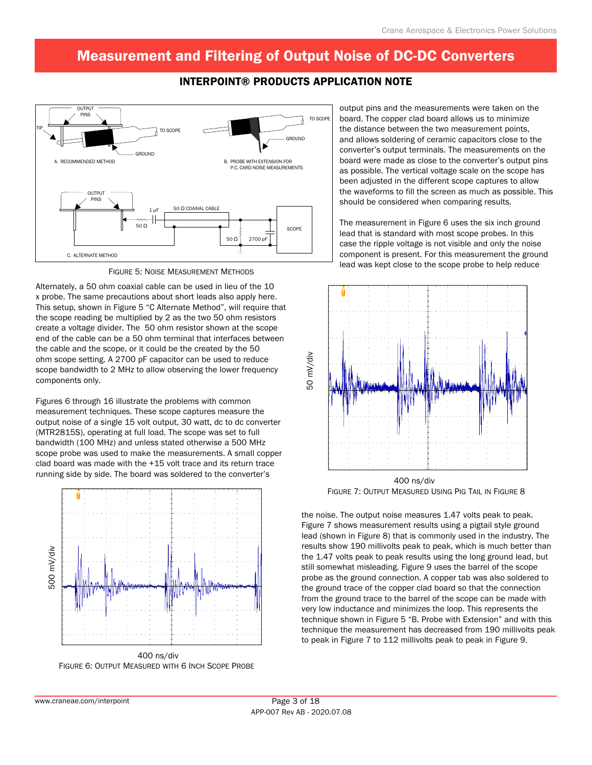# Measurement and Filtering of Output Noise of DC-DC Converters

## INTERPOINT® PRODUCTS APPLICATION NOTE

FIGURE 5: NOISE MEASUREMENT METHODS

Alternately, a 50 ohm coaxial cable can be used in lieu of the 10 x probe. The same precautions about short leads also apply here. This setup, shown in Figure 5 "C Alternate Method", will require that the scope reading be multiplied by 2 as the two 50 ohm resistors create a voltage divider. The 50 ohm resistor shown at the scope end of the cable can be a 50 ohm terminal that interfaces between the cable and the scope, or it could be the created by the 50 ohm scope setting. A 2700 pF capacitor can be used to reduce scope bandwidth to 2 MHz to allow observing the lower frequency components only.

Figures 6 through 16 illustrate the problems with common measurement techniques. These scope captures measure the output noise of a single 15 volt output, 30 watt, dc to dc converter (MTR2815S), operating at full load. The scope was set to full bandwidth (100 MHz) and unless stated otherwise a 500 MHz scope probe was used to make the measurements. A small copper clad board was made with the +15 volt trace and its return trace running side by side. The board was soldered to the converter's output pins and the measurements were taken on the board. The copper clad board allows us to minimize the distance between the two measurement points, and allows soldering of ceramic capacitors close to the converter's output terminals. The measurements on the board were made as close to the converter's output pins as possible. The vertical voltage scale on the scope has been adjusted in the different scope captures to allow the waveforms to fill the screen as much as possible. This should be considered when comparing results.

FIGURE 6: OUTPUT MEASURED WITH 6 INCH SCOPE PROBE

The measurement in Figure 6 uses the six inch ground lead that is standard with most scope probes. In this case the ripple voltage is not visible and only the noise component is present. For this measurement the ground lead was kept close to the scope probe to help reduce the noise. The output noise measures 1.47 volts peak to peak. Figure 7 shows measurement results using a pigtail style ground lead (shown in Figure 8) that is commonly used in the industry. The results show 190 millivolts peak to peak, which is much better than the 1.47 volts peak to peak results using the long ground lead, but still somewhat misleading. Figure 9 uses the barrel of the scope probe as the ground connection. A copper tab was also soldered to the ground trace of the copper clad board so that the connection from the ground trace to the barrel of the scope can be made with very low inductance and minimizes the loop. This represents the technique shown in Figure 5 "B. Probe with Extension" and with this technique the measurement has decreased from 190 millivolts peak to peak in Figure 7 to 112 millivolts peak to peak in Figure 9.

FIGURE 7: OUTPUT MEASURED USING PIG TAIL IN FIGURE 8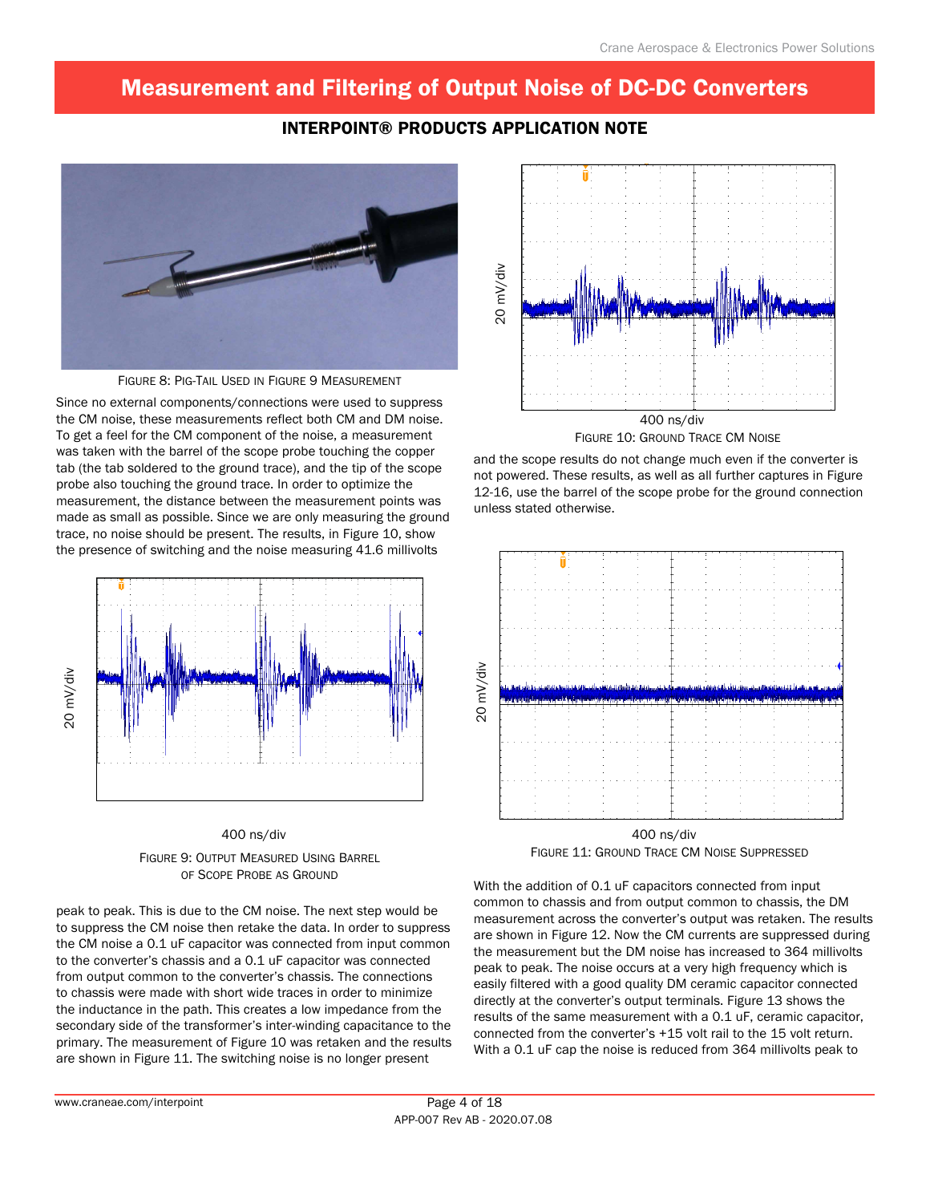# Measurement and Filtering of Output Noise of DC-DC Converters

## INTERPOINT® PRODUCTS APPLICATION NOTE

FIGURE 8: PIG-TAIL USED IN FIGURE 9 MEASUREMENT

Since no external components/connections were used to suppress the CM noise, these measurements reflect both CM and DM noise. To get a feel for the CM component of the noise, a measurement was taken with the barrel of the scope probe touching the copper tab (the tab soldered to the ground trace), and the tip of the scope probe also touching the ground trace. In order to optimize the measurement, the distance between the measurement points was made as small as possible. Since we are only measuring the ground trace, no noise should be present. The results, in Figure 10, show the presence of switching and the noise measuring 41.6 millivolts peak to peak. This is due to the CM noise. The next step would be to suppress the CM noise then retake the data. In order to suppress the CM noise a 0.1 uF capacitor was connected from input common to the converter's chassis and a 0.1 uF capacitor was connected from output common to the converter's chassis. The connections to chassis were made with short wide traces in order to minimize the inductance in the path. This creates a low impedance from the secondary side of the transformer's inter-winding capacitance to the primary. The measurement of Figure 10 was retaken and the results are shown in Figure 11. The switching noise is no longer present

20 mV/div

400 ns/div

FIGURE 9: OUTPUT MEASURED USING BARREL OF SCOPE PROBE AS GROUND

20 mV/div

400 ns/div

FIGURE 10: GROUND TRACE CM NOISE

and the scope results do not change much even if the converter is not powered. These results, as well as all further captures in Figure 12-16, use the barrel of the scope probe for the ground connection unless stated otherwise.

20 mV/div

400 ns/div

FIGURE 11: GROUND TRACE CM NOISE SUPPRESSED

With the addition of 0.1 uF capacitors connected from input common to chassis and from output common to chassis, the DM measurement across the converter's output was retaken. The results are shown in Figure 12. Now the CM currents are suppressed during the measurement but the DM noise has increased to 364 millivolts peak to peak. The noise occurs at a very high frequency which is easily filtered with a good quality DM ceramic capacitor connected directly at the converter's output terminals. Figure 13 shows the results of the same measurement with a 0.1 uF, ceramic capacitor, connected from the converter's +15 volt rail to the 15 volt return. With a 0.1 uF cap the noise is reduced from 364 millivolts peak to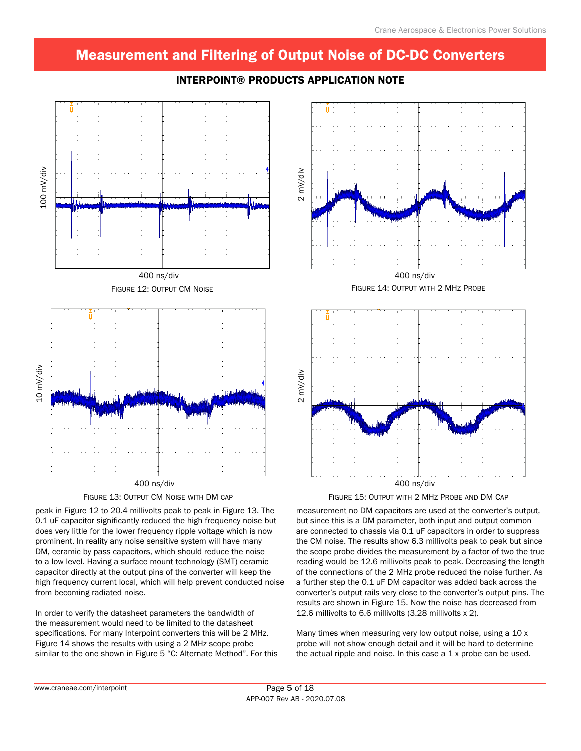400 ns/div

FIGURE 12: OUTPUT CM NOISE

400 ns/div

FIGURE 14: OUTPUT WITH 2 MHZ PROBE

400 ns/div

FIGURE 13: OUTPUT CM NOISE WITH DM CAP

400 ns/div

FIGURE 15: OUTPUT WITH 2 MHZ PROBE AND DM CAP

peak in Figure 12 to 20.4 millivolts peak to peak in Figure 13. The 0.1 uF capacitor significantly reduced the high frequency noise but does very little for the lower frequency ripple voltage which is now prominent. In reality any noise sensitive system will have many DM, ceramic by pass capacitors, which should reduce the noise to a low level. Having a surface mount technology (SMT) ceramic capacitor directly at the output pins of the converter will keep the high frequency current local, which will help prevent conducted noise from becoming radiated noise.

In order to verify the datasheet parameters the bandwidth of the measurement would need to be limited to the datasheet specifications. For many Interpoint converters this will be 2 MHz. Figure 14 shows the results with using a 2 MHz scope probe similar to the one shown in Figure 5 “C: Alternate Method”. For this measurement no DM capacitors are used at the converter's output, but since this is a DM parameter, both input and output common are connected to chassis via 0.1 uF capacitors in order to suppress the CM noise. The results show 6.3 millivolts peak to peak but since the scope probe divides the measurement by a factor of two the true reading would be 12.6 millivolts peak to peak. Decreasing the length of the connections of the 2 MHz probe reduced the noise further. As a further step the 0.1 uF DM capacitor was added back across the converter's output rails very close to the converter's output pins. The results are shown in Figure 15. Now the noise has decreased from 12.6 millivolts to 6.6 millivolts (3.28 millivolts x 2).

Many times when measuring very low output noise, using a 10 x probe will not show enough detail and it will be hard to determine the actual ripple and noise. In this case a 1 x probe can be used.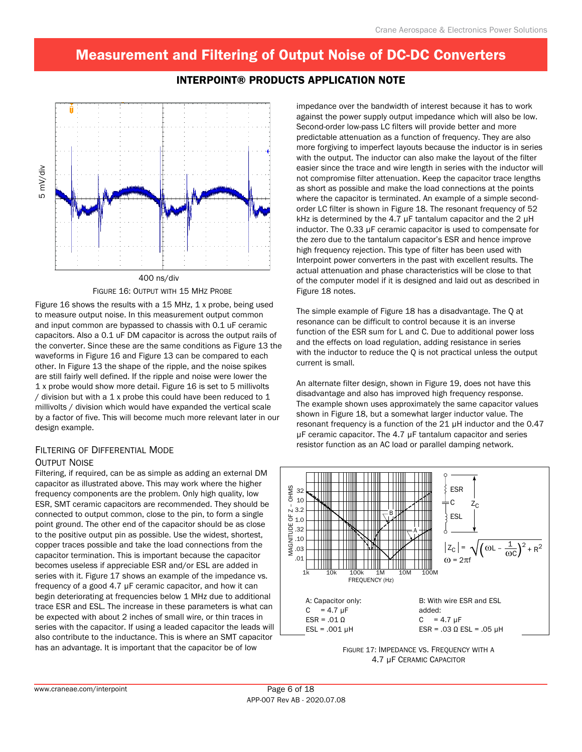# Measurement and Filtering of Output Noise of DC-DC Converters

## INTERPOINT® PRODUCTS APPLICATION NOTE

5 mV/div

400 ns/div

FIGURE 16: OUTPUT WITH 15 MHZ PROBE

Figure 16 shows the results with a 15 MHz, 1 x probe, being used to measure output noise. In this measurement output common and input common are bypassed to chassis with 0.1 uF ceramic capacitors. Also a 0.1 uF DM capacitor is across the output rails of the converter. Since these are the same conditions as Figure 13 the waveforms in Figure 16 and Figure 13 can be compared to each other. In Figure 13 the shape of the ripple, and the noise spikes are still fairly well defined. If the ripple and noise were lower the 1 x probe would show more detail. Figure 16 is set to 5 millivolts / division but with a 1 x probe this could have been reduced to 1 millivolts / division which would have expanded the vertical scale by a factor of five. This will become much more relevant later in our design example.

### Filtering of Differential Mode Output Noise

Filtering, if required, can be as simple as adding an external DM capacitor as illustrated above. This may work where the higher frequency components are the problem. Only high quality, low ESR, SMT ceramic capacitors are recommended. They should be connected to output common, close to the pin, to form a single point ground. The other end of the capacitor should be as close to the positive output pin as possible. Use the widest, shortest, copper traces possible and take the load connections from the capacitor termination. This is important because the capacitor becomes useless if appreciable ESR and/or ESL are added in series with it. Figure 17 shows an example of the impedance vs. frequency of a good 4.7 µF ceramic capacitor, and how it can begin deteriorating at frequencies below 1 MHz due to additional trace ESR and ESL. The increase in these parameters is what can be expected with about 2 inches of small wire, or thin traces in series with the capacitor. If using a leaded capacitor the leads will also contribute to the inductance. This is where an SMT capacitor has an advantage. It is important that the capacitor be of low impedance over the bandwidth of interest because it has to work against the power supply output impedance which will also be low. Second-order low-pass LC filters will provide better and more predictable attenuation as a function of frequency. They are also more forgiving to imperfect layouts because the inductor is in series with the output. The inductor can also make the layout of the filter easier since the trace and wire length in series with the inductor will not compromise filter attenuation. Keep the capacitor trace lengths as short as possible and make the load connections at the points where the capacitor is terminated. An example of a simple second-order LC filter is shown in Figure 18. The resonant frequency of 52 kHz is determined by the 4.7 µF tantalum capacitor and the 2 µH inductor. The 0.33 µF ceramic capacitor is used to compensate for the zero due to the tantalum capacitor's ESR and hence improve high frequency rejection. This type of filter has been used with Interpoint power converters in the past with excellent results. The actual attenuation and phase characteristics will be close to that of the computer model if it is designed and laid out as described in Figure 18 notes.

The simple example of Figure 18 has a disadvantage. The Q at resonance can be difficult to control because it is an inverse function of the ESR sum for L and C. Due to additional power loss and the effects on load regulation, adding resistance in series with the inductor to reduce the Q is not practical unless the output current is small.

An alternate filter design, shown in Figure 19, does not have this disadvantage and also has improved high frequency response. The example shown uses approximately the same capacitor values shown in Figure 18, but a somewhat larger inductor value. The resonant frequency is a function of the 21 µH inductor and the 0.47 µF ceramic capacitor. The 4.7 µF tantalum capacitor and series resistor function as an AC load or parallel damping network.

MAGNITUDE OF Z – OHMS; FREQUENCY (Hz)

$$|Z_C| = \sqrt{\left(\omega L - \frac{1}{\omega C}\right)^2 + R^2}$$

$\omega = 2\pi f$

A: Capacitor only:
C = 4.7 µF
ESR = .01 Ω
ESL = .001 µH

B: With wire ESR and ESL added:
C = 4.7 µF
ESR = .03 Ω ESL = .05 µH

FIGURE 17: IMPEDANCE VS. FREQUENCY WITH A 4.7 µF CERAMIC CAPACITOR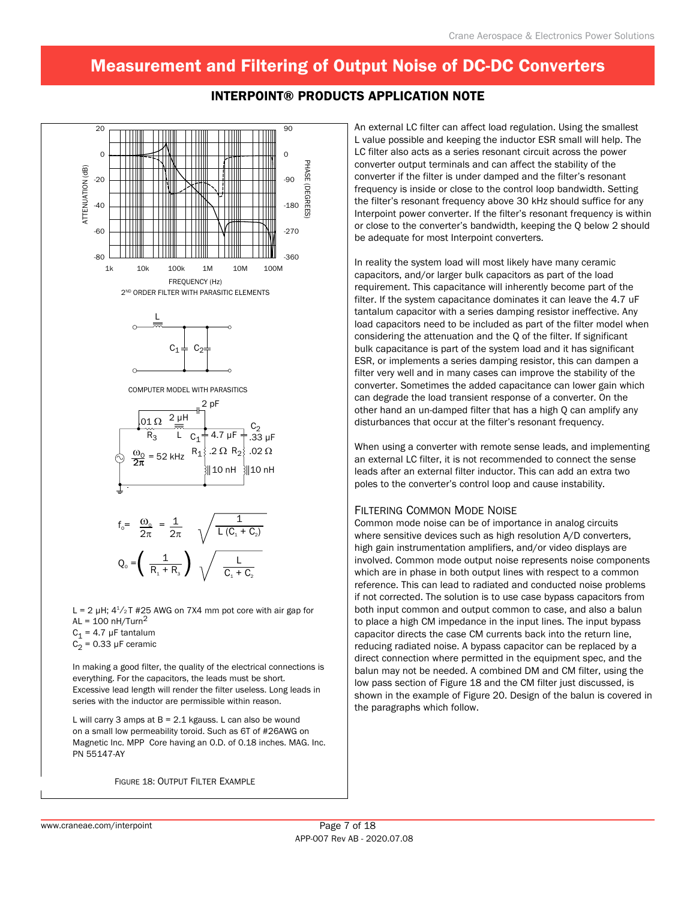# Measurement and Filtering of Output Noise of DC-DC Converters

## INTERPOINT® PRODUCTS APPLICATION NOTE

2ND ORDER FILTER WITH PARASITIC ELEMENTS

COMPUTER MODEL WITH PARASITICS

$$f_o = \frac{\omega_o}{2\pi} = \frac{1}{2\pi}\sqrt{\frac{1}{L(C_1 + C_2)}}$$

$$Q_o = \left(\frac{1}{R_1 + R_3}\right)\sqrt{\frac{L}{C_1 + C_2}}$$

L = 2 μH; 4½T #25 AWG on 7X4 mm pot core with air gap for AL = 100 nH/Turn$^2$
$C_1$ = 4.7 μF tantalum
$C_2$ = 0.33 μF ceramic

In making a good filter, the quality of the electrical connections is everything. For the capacitors, the leads must be short. Excessive lead length will render the filter useless. Long leads in series with the inductor are permissible within reason.

L will carry 3 amps at B = 2.1 kgauss. L can also be wound on a small low permeability toroid. Such as 6T of #26AWG on Magnetic Inc. MPP Core having an O.D. of 0.18 inches. MAG. Inc. PN 55147-AY

FIGURE 18: OUTPUT FILTER EXAMPLE

An external LC filter can affect load regulation. Using the smallest L value possible and keeping the inductor ESR small will help. The LC filter also acts as a series resonant circuit across the power converter output terminals and can affect the stability of the converter if the filter is under damped and the filter's resonant frequency is inside or close to the control loop bandwidth. Setting the filter's resonant frequency above 30 kHz should suffice for any Interpoint power converter. If the filter's resonant frequency is within or close to the converter's bandwidth, keeping the Q below 2 should be adequate for most Interpoint converters.

In reality the system load will most likely have many ceramic capacitors, and/or larger bulk capacitors as part of the load requirement. This capacitance will inherently become part of the filter. If the system capacitance dominates it can leave the 4.7 uF tantalum capacitor with a series damping resistor ineffective. Any load capacitors need to be included as part of the filter model when considering the attenuation and the Q of the filter. If significant bulk capacitance is part of the system load and it has significant ESR, or implements a series damping resistor, this can dampen a filter very well and in many cases can improve the stability of the converter. Sometimes the added capacitance can lower gain which can degrade the load transient response of a converter. On the other hand an un-damped filter that has a high Q can amplify any disturbances that occur at the filter's resonant frequency.

When using a converter with remote sense leads, and implementing an external filter, it is not recommended to connect the sense leads after an external filter inductor. This can add an extra two poles to the converter's control loop and cause instability.

### Filtering Common Mode Noise

Common mode noise can be of importance in analog circuits where sensitive devices such as high resolution A/D converters, high gain instrumentation amplifiers, and/or video displays are involved. Common mode output noise represents noise components which are in phase in both output lines with respect to a common reference. This can lead to radiated and conducted noise problems if not corrected. The solution is to use case bypass capacitors from both input common and output common to case, and also a balun to place a high CM impedance in the input lines. The input bypass capacitor directs the case CM currents back into the return line, reducing radiated noise. A bypass capacitor can be replaced by a direct connection where permitted in the equipment spec, and the balun may not be needed. A combined DM and CM filter, using the low pass section of Figure 18 and the CM filter just discussed, is shown in the example of Figure 20. Design of the balun is covered in the paragraphs which follow.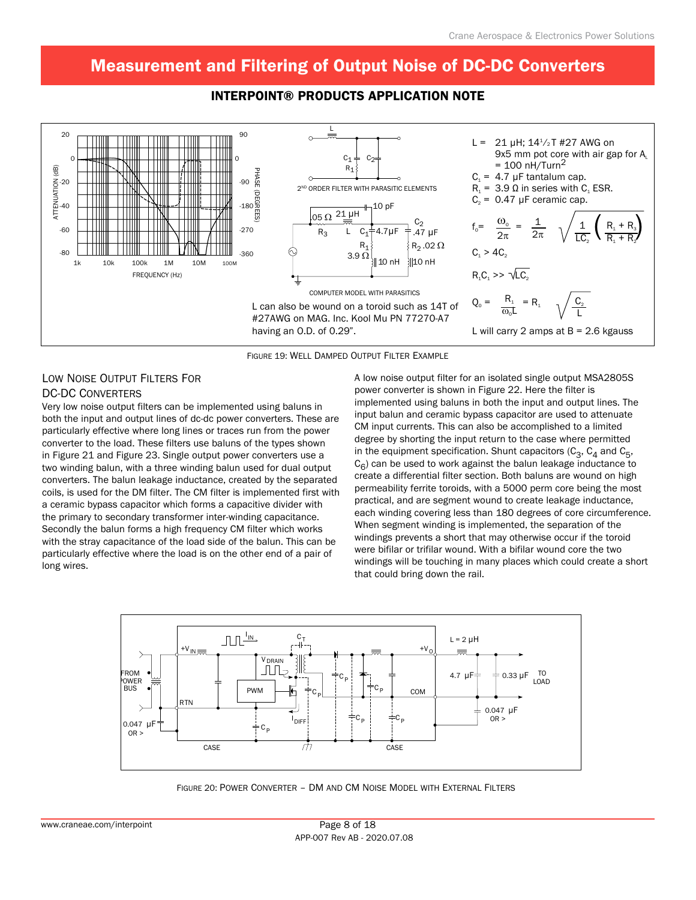# Measurement and Filtering of Output Noise of DC-DC Converters

## INTERPOINT® PRODUCTS APPLICATION NOTE

2ND ORDER FILTER WITH PARASITIC ELEMENTS

COMPUTER MODEL WITH PARASITICS

L can also be wound on a toroid such as 14T of #27AWG on MAG. Inc. Kool Mu PN 77270-A7 having an O.D. of 0.29".

L = 21 µH; 14½ T #27 AWG on 9x5 mm pot core with air gap for $A_L$ = 100 nH/Turn$^2$

$C_1$ = 4.7 µF tantalum cap.

$R_1$ = 3.9 Ω in series with $C_1$ ESR.

$C_2$ = 0.47 µF ceramic cap.

$$f_o = \frac{\omega_o}{2\pi} = \frac{1}{2\pi}\sqrt{\frac{1}{LC_2}\left(\frac{R_1 + R_3}{R_1 + R_2}\right)}$$

$C_1 > 4C_2$

$R_1C_1 >> \sqrt{LC_2}$

$$Q_o = \frac{R_1}{\omega_o L} = R_1\sqrt{\frac{C_2}{L}}$$

L will carry 2 amps at B = 2.6 kgauss

FIGURE 19: WELL DAMPED OUTPUT FILTER EXAMPLE

### LOW NOISE OUTPUT FILTERS FOR DC-DC CONVERTERS

Very low noise output filters can be implemented using baluns in both the input and output lines of dc-dc power converters. These are particularly effective where long lines or traces run from the power converter to the load. These filters use baluns of the types shown in Figure 21 and Figure 23. Single output power converters use a two winding balun, with a three winding balun used for dual output converters. The balun leakage inductance, created by the separated coils, is used for the DM filter. The CM filter is implemented first with a ceramic bypass capacitor which forms a capacitive divider with the primary to secondary transformer inter-winding capacitance. Secondly the balun forms a high frequency CM filter which works with the stray capacitance of the load side of the balun. This can be particularly effective where the load is on the other end of a pair of long wires.

A low noise output filter for an isolated single output MSA2805S power converter is shown in Figure 22. Here the filter is implemented using baluns in both the input and output lines. The input balun and ceramic bypass capacitor are used to attenuate CM input currents. This can also be accomplished to a limited degree by shorting the input return to the case where permitted in the equipment specification. Shunt capacitors ($C_3$, $C_4$ and $C_5$, $C_6$) can be used to work against the balun leakage inductance to create a differential filter section. Both baluns are wound on high permeability ferrite toroids, with a 5000 perm core being the most practical, and are segment wound to create leakage inductance, each winding covering less than 180 degrees of core circumference. When segment winding is implemented, the separation of the windings prevents a short that may otherwise occur if the toroid were bifilar or trifilar wound. With a bifilar wound core the two windings will be touching in many places which could create a short that could bring down the rail.

FIGURE 20: POWER CONVERTER – DM AND CM NOISE MODEL WITH EXTERNAL FILTERS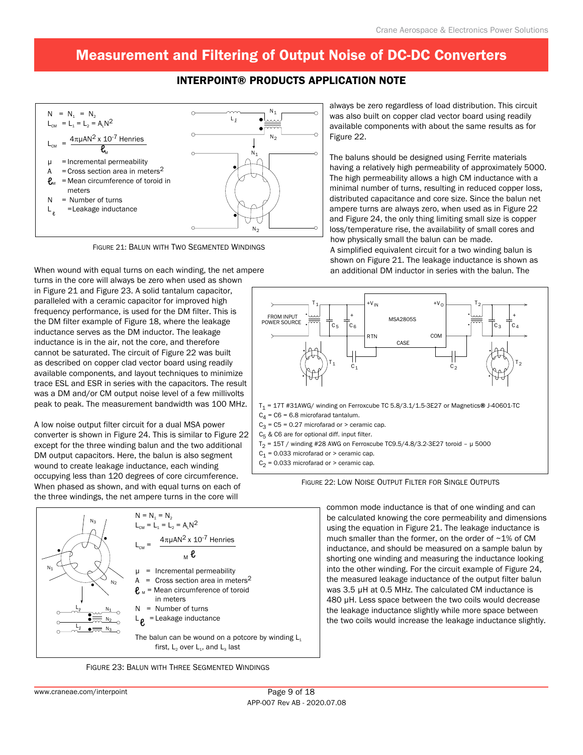# Measurement and Filtering of Output Noise of DC-DC Converters

## INTERPOINT® PRODUCTS APPLICATION NOTE

$N = N_1 = N_2$

$L_{CM} = L_1 = L_2 = A_L N^2$

$$L_{CM} = \frac{4\pi\mu A N^2 \times 10^{-7} \text{ Henries}}{\ell_M}$$

μ = Incremental permeability
A = Cross section area in meters$^2$
$\ell_M$ = Mean circumference of toroid in meters
N = Number of turns
$L_\ell$ = Leakage inductance

FIGURE 21: BALUN WITH TWO SEGMENTED WINDINGS

When wound with equal turns on each winding, the net ampere turns in the core will always be zero when used as shown in Figure 21 and Figure 23. A solid tantalum capacitor, paralleled with a ceramic capacitor for improved high frequency performance, is used for the DM filter. This is the DM filter example of Figure 18, where the leakage inductance serves as the DM inductor. The leakage inductance is in the air, not the core, and therefore cannot be saturated. The circuit of Figure 22 was built as described on copper clad vector board using readily available components, and layout techniques to minimize trace ESL and ESR in series with the capacitors. The result was a DM and/or CM output noise level of a few millivolts peak to peak. The measurement bandwidth was 100 MHz.

A low noise output filter circuit for a dual MSA power converter is shown in Figure 24. This is similar to Figure 22 except for the three winding balun and the two additional DM output capacitors. Here, the balun is also segment wound to create leakage inductance, each winding occupying less than 120 degrees of core circumference. When phased as shown, and with equal turns on each of the three windings, the net ampere turns in the core will always be zero regardless of load distribution. This circuit was also built on copper clad vector board using readily available components with about the same results as for Figure 22.

The baluns should be designed using Ferrite materials having a relatively high permeability of approximately 5000. The high permeability allows a high CM inductance with a minimal number of turns, resulting in reduced copper loss, distributed capacitance and core size. Since the balun net ampere turns are always zero, when used as in Figure 22 and Figure 24, the only thing limiting small size is copper loss/temperature rise, the availability of small cores and how physically small the balun can be made.

A simplified equivalent circuit for a two winding balun is shown on Figure 21. The leakage inductance is shown as an additional DM inductor in series with the balun. The common mode inductance is that of one winding and can be calculated knowing the core permeability and dimensions using the equation in Figure 21. The leakage inductance is much smaller than the former, on the order of ~1% of CM inductance, and should be measured on a sample balun by shorting one winding and measuring the inductance looking into the other winding. For the circuit example of Figure 24, the measured leakage inductance of the output filter balun was 3.5 μH at 0.5 MHz. The calculated CM inductance is 480 μH. Less space between the two coils would decrease the leakage inductance slightly while more space between the two coils would increase the leakage inductance slightly.

FROM INPUT POWER SOURCE — MSA2805S (+V IN, RTN, CASE, +V O, COM)

$T_1$ = 17T #31AWG/ winding on Ferroxcube TC 5.8/3.1/1.5-3E27 or Magnetics® J-40601-TC
$C_4$ = C6 = 6.8 microfarad tantalum.
$C_3$ = C5 = 0.27 microfarad or > ceramic cap.
$C_5$ & C6 are for optional diff. input filter.
$T_2$ = 15T / winding #28 AWG on Ferroxcube TC9.5/4.8/3.2-3E27 toroid – μ 5000
$C_1$ = 0.033 microfarad or > ceramic cap.
$C_2$ = 0.033 microfarad or > ceramic cap.

FIGURE 22: LOW NOISE OUTPUT FILTER FOR SINGLE OUTPUTS

$N = N_1 = N_2$

$L_{CM} = L_1 = L_2 = A_L N^2$

$$L_{CM} = \frac{4\pi\mu A N^2 \times 10^{-7} \text{ Henries}}{\ell_M}$$

μ = Incremental permeability
A = Cross section area in meters$^2$
$\ell_M$ = Mean circumference of toroid in meters
N = Number of turns
$L_\ell$ = Leakage inductance

The balun can be wound on a potcore by winding $L_1$ first, $L_2$ over $L_1$, and $L_3$ last

FIGURE 23: BALUN WITH THREE SEGMENTED WINDINGS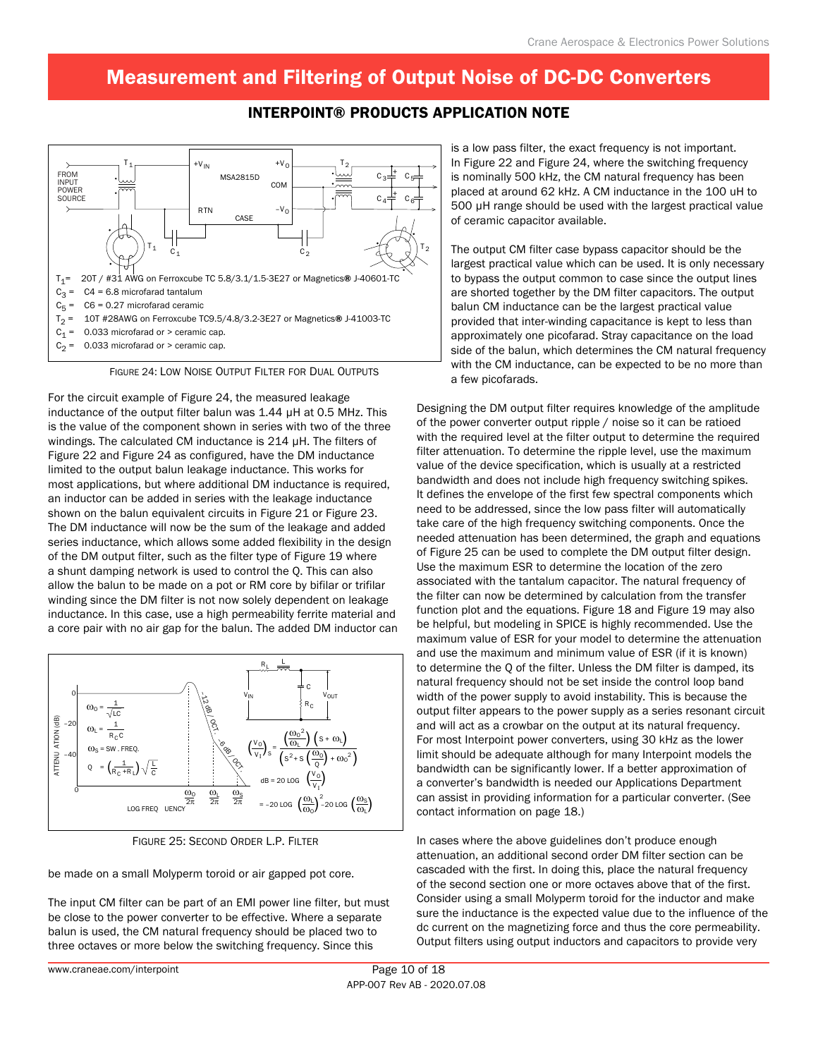# Measurement and Filtering of Output Noise of DC-DC Converters

## INTERPOINT® PRODUCTS APPLICATION NOTE

$T_1$ = 20T / #31 AWG on Ferroxcube TC 5.8/3.1/1.5-3E27 or Magnetics® J-40601-TC
$C_3$ = C4 = 6.8 microfarad tantalum
$C_5$ = C6 = 0.27 microfarad ceramic
$T_2$ = 10T #28AWG on Ferroxcube TC9.5/4.8/3.2-3E27 or Magnetics® J-41003-TC
$C_1$ = 0.033 microfarad or > ceramic cap.
$C_2$ = 0.033 microfarad or > ceramic cap.

FIGURE 24: LOW NOISE OUTPUT FILTER FOR DUAL OUTPUTS

For the circuit example of Figure 24, the measured leakage inductance of the output filter balun was 1.44 µH at 0.5 MHz. This is the value of the component shown in series with two of the three windings. The calculated CM inductance is 214 µH. The filters of Figure 22 and Figure 24 as configured, have the DM inductance limited to the output balun leakage inductance. This works for most applications, but where additional DM inductance is required, an inductor can be added in series with the leakage inductance shown on the balun equivalent circuits in Figure 21 or Figure 23. The DM inductance will now be the sum of the leakage and added series inductance, which allows some added flexibility in the design of the DM output filter, such as the filter type of Figure 19 where a shunt damping network is used to control the Q. This can also allow the balun to be made on a pot or RM core by bifilar or trifilar winding since the DM filter is not now solely dependent on leakage inductance. In this case, use a high permeability ferrite material and a core pair with no air gap for the balun. The added DM inductor can be made on a small Molyperm toroid or air gapped pot core.

$$\omega_O = \frac{1}{\sqrt{LC}} \qquad \omega_L = \frac{1}{R_C C} \qquad \omega_S = \text{SW. FREQ.} \qquad Q = \left(\frac{1}{R_C + R_L}\right)\sqrt{\frac{L}{C}}$$

$$\left(\frac{V_O}{V_I}\right)_S = \frac{\left(\frac{\omega_O^2}{\omega_L}\right)(s + \omega_L)}{\left(s^2 + s\left(\frac{\omega_O}{Q}\right) + \omega_O^2\right)}$$

$$\text{dB} = 20\,\text{LOG}\left(\frac{V_O}{V_I}\right) = -20\,\text{LOG}\left(\frac{\omega_L}{\omega_O}\right)^2 - 20\,\text{LOG}\left(\frac{\omega_S}{\omega_L}\right)$$

FIGURE 25: SECOND ORDER L.P. FILTER

The input CM filter can be part of an EMI power line filter, but must be close to the power converter to be effective. Where a separate balun is used, the CM natural frequency should be placed two to three octaves or more below the switching frequency. Since this is a low pass filter, the exact frequency is not important. In Figure 22 and Figure 24, where the switching frequency is nominally 500 kHz, the CM natural frequency has been placed at around 62 kHz. A CM inductance in the 100 uH to 500 µH range should be used with the largest practical value of ceramic capacitor available.

The output CM filter case bypass capacitor should be the largest practical value which can be used. It is only necessary to bypass the output common to case since the output lines are shorted together by the DM filter capacitors. The output balun CM inductance can be the largest practical value provided that inter-winding capacitance is kept to less than approximately one picofarad. Stray capacitance on the load side of the balun, which determines the CM natural frequency with the CM inductance, can be expected to be no more than a few picofarads.

Designing the DM output filter requires knowledge of the amplitude of the power converter output ripple / noise so it can be ratioed with the required level at the filter output to determine the required filter attenuation. To determine the ripple level, use the maximum value of the device specification, which is usually at a restricted bandwidth and does not include high frequency switching spikes. It defines the envelope of the first few spectral components which need to be addressed, since the low pass filter will automatically take care of the high frequency switching components. Once the needed attenuation has been determined, the graph and equations of Figure 25 can be used to complete the DM output filter design. Use the maximum ESR to determine the location of the zero associated with the tantalum capacitor. The natural frequency of the filter can now be determined by calculation from the transfer function plot and the equations. Figure 18 and Figure 19 may also be helpful, but modeling in SPICE is highly recommended. Use the maximum value of ESR for your model to determine the attenuation and use the maximum and minimum value of ESR (if it is known) to determine the Q of the filter. Unless the DM filter is damped, its natural frequency should not be set inside the control loop band width of the power supply to avoid instability. This is because the output filter appears to the power supply as a series resonant circuit and will act as a crowbar on the output at its natural frequency. For most Interpoint power converters, using 30 kHz as the lower limit should be adequate although for many Interpoint models the bandwidth can be significantly lower. If a better approximation of a converter's bandwidth is needed our Applications Department can assist in providing information for a particular converter. (See contact information on page 18.)

In cases where the above guidelines don't produce enough attenuation, an additional second order DM filter section can be cascaded with the first. In doing this, place the natural frequency of the second section one or more octaves above that of the first. Consider using a small Molyperm toroid for the inductor and make sure the inductance is the expected value due to the influence of the dc current on the magnetizing force and thus the core permeability. Output filters using output inductors and capacitors to provide very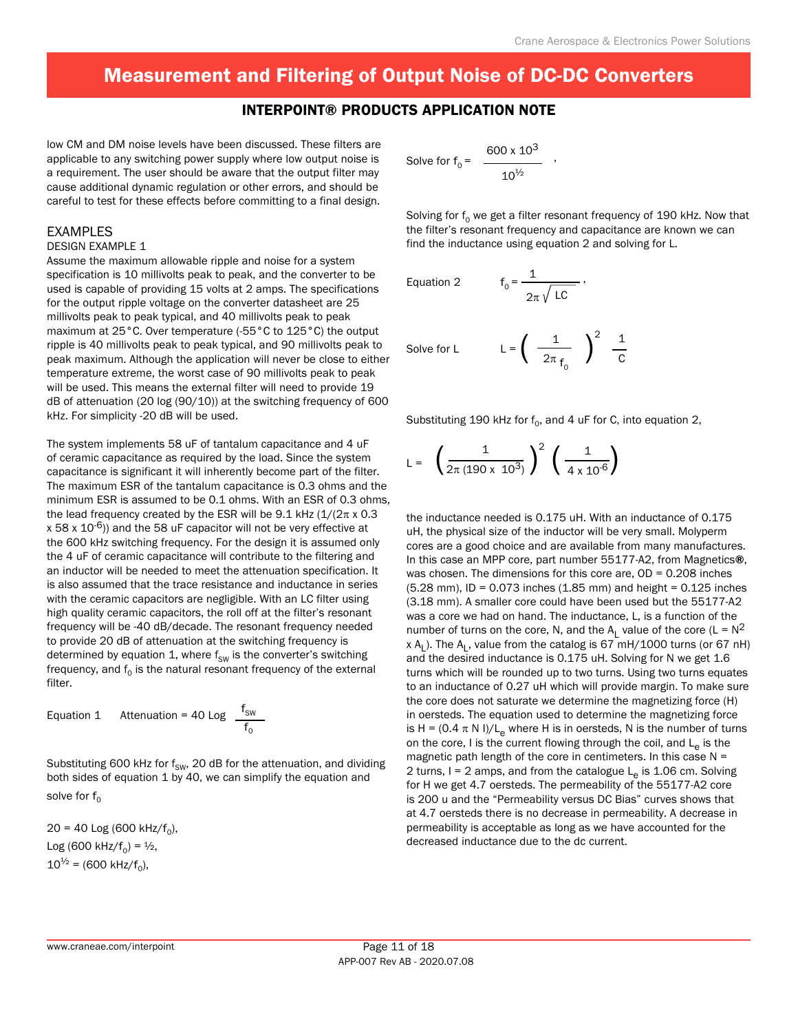low CM and DM noise levels have been discussed. These filters are applicable to any switching power supply where low output noise is a requirement. The user should be aware that the output filter may cause additional dynamic regulation or other errors, and should be careful to test for these effects before committing to a final design.

## EXAMPLES

### DESIGN EXAMPLE 1

Assume the maximum allowable ripple and noise for a system specification is 10 millivolts peak to peak, and the converter to be used is capable of providing 15 volts at 2 amps. The specifications for the output ripple voltage on the converter datasheet are 25 millivolts peak to peak typical, and 40 millivolts peak to peak maximum at 25°C. Over temperature (-55°C to 125°C) the output ripple is 40 millivolts peak to peak typical, and 90 millivolts peak to peak maximum. Although the application will never be close to either temperature extreme, the worst case of 90 millivolts peak to peak will be used. This means the external filter will need to provide 19 dB of attenuation (20 log (90/10)) at the switching frequency of 600 kHz. For simplicity -20 dB will be used.

The system implements 58 uF of tantalum capacitance and 4 uF of ceramic capacitance as required by the load. Since the system capacitance is significant it will inherently become part of the filter. The maximum ESR of the tantalum capacitance is 0.3 ohms and the minimum ESR is assumed to be 0.1 ohms. With an ESR of 0.3 ohms, the lead frequency created by the ESR will be 9.1 kHz ($1/(2\pi \times 0.3 \times 58 \times 10^{-6})$) and the 58 uF capacitor will not be very effective at the 600 kHz switching frequency. For the design it is assumed only the 4 uF of ceramic capacitance will contribute to the filtering and an inductor will be needed to meet the attenuation specification. It is also assumed that the trace resistance and inductance in series with the ceramic capacitors are negligible. With an LC filter using high quality ceramic capacitors, the roll off at the filter's resonant frequency will be -40 dB/decade. The resonant frequency needed to provide 20 dB of attenuation at the switching frequency is determined by equation 1, where $f_{sw}$ is the converter's switching frequency, and $f_0$ is the natural resonant frequency of the external filter.

Equation 1 $$\text{Attenuation} = 40 \text{ Log } \frac{f_{sw}}{f_0}$$

Substituting 600 kHz for $f_{sw}$, 20 dB for the attenuation, and dividing both sides of equation 1 by 40, we can simplify the equation and solve for $f_0$

$20 = 40 \text{ Log } (600 \text{ kHz}/f_0)$,

$\text{Log } (600 \text{ kHz}/f_0) = ½$,

$10^{½} = (600 \text{ kHz}/f_0)$,

Solve for $$f_0 = \frac{600 \times 10^3}{10^{½}},$$

Solving for $f_0$ we get a filter resonant frequency of 190 kHz. Now that the filter's resonant frequency and capacitance are known we can find the inductance using equation 2 and solving for L.

Equation 2 $$f_0 = \frac{1}{2\pi\sqrt{LC}},$$

Solve for L $$L = \left(\frac{1}{2\pi f_0}\right)^2 \frac{1}{C}$$

Substituting 190 kHz for $f_0$, and 4 uF for C, into equation 2,

$$L = \left(\frac{1}{2\pi\,(190 \times 10^3)}\right)^2 \left(\frac{1}{4 \times 10^{-6}}\right)$$

the inductance needed is 0.175 uH. With an inductance of 0.175 uH, the physical size of the inductor will be very small. Molyperm cores are a good choice and are available from many manufactures. In this case an MPP core, part number 55177-A2, from Magnetics®, was chosen. The dimensions for this core are, OD = 0.208 inches (5.28 mm), ID = 0.073 inches (1.85 mm) and height = 0.125 inches (3.18 mm). A smaller core could have been used but the 55177-A2 was a core we had on hand. The inductance, L, is a function of the number of turns on the core, N, and the $A_L$ value of the core ($L = N^2 \times A_L$). The $A_L$, value from the catalog is 67 mH/1000 turns (or 67 nH) and the desired inductance is 0.175 uH. Solving for N we get 1.6 turns which will be rounded up to two turns. Using two turns equates to an inductance of 0.27 uH which will provide margin. To make sure the core does not saturate we determine the magnetizing force (H) in oersteds. The equation used to determine the magnetizing force is $H = (0.4\,\pi\,N\,I)/L_e$ where H is in oersteds, N is the number of turns on the core, I is the current flowing through the coil, and $L_e$ is the magnetic path length of the core in centimeters. In this case N = 2 turns, I = 2 amps, and from the catalogue $L_e$ is 1.06 cm. Solving for H we get 4.7 oersteds. The permeability of the 55177-A2 core is 200 u and the "Permeability versus DC Bias" curves shows that at 4.7 oersteds there is no decrease in permeability. A decrease in permeability is acceptable as long as we have accounted for the decreased inductance due to the dc current.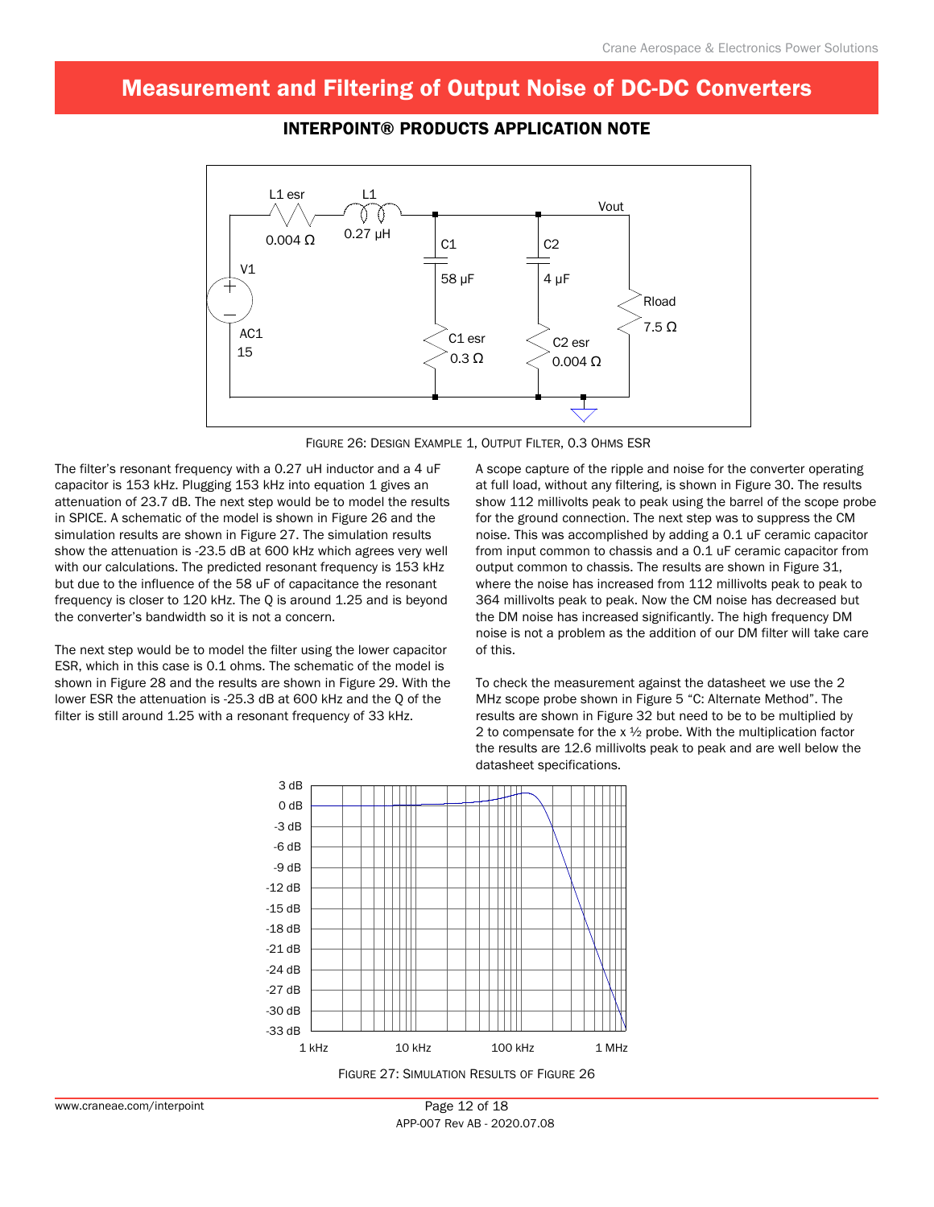# Measurement and Filtering of Output Noise of DC-DC Converters

## INTERPOINT® PRODUCTS APPLICATION NOTE

FIGURE 26: DESIGN EXAMPLE 1, OUTPUT FILTER, 0.3 OHMS ESR

The filter's resonant frequency with a 0.27 uH inductor and a 4 uF capacitor is 153 kHz. Plugging 153 kHz into equation 1 gives an attenuation of 23.7 dB. The next step would be to model the results in SPICE. A schematic of the model is shown in Figure 26 and the simulation results are shown in Figure 27. The simulation results show the attenuation is -23.5 dB at 600 kHz which agrees very well with our calculations. The predicted resonant frequency is 153 kHz but due to the influence of the 58 uF of capacitance the resonant frequency is closer to 120 kHz. The Q is around 1.25 and is beyond the converter's bandwidth so it is not a concern.

The next step would be to model the filter using the lower capacitor ESR, which in this case is 0.1 ohms. The schematic of the model is shown in Figure 28 and the results are shown in Figure 29. With the lower ESR the attenuation is -25.3 dB at 600 kHz and the Q of the filter is still around 1.25 with a resonant frequency of 33 kHz.

A scope capture of the ripple and noise for the converter operating at full load, without any filtering, is shown in Figure 30. The results show 112 millivolts peak to peak using the barrel of the scope probe for the ground connection. The next step was to suppress the CM noise. This was accomplished by adding a 0.1 uF ceramic capacitor from input common to chassis and a 0.1 uF ceramic capacitor from output common to chassis. The results are shown in Figure 31, where the noise has increased from 112 millivolts peak to peak to 364 millivolts peak to peak. Now the CM noise has decreased but the DM noise has increased significantly. The high frequency DM noise is not a problem as the addition of our DM filter will take care of this.

To check the measurement against the datasheet we use the 2 MHz scope probe shown in Figure 5 "C: Alternate Method". The results are shown in Figure 32 but need to be to be multiplied by 2 to compensate for the x ½ probe. With the multiplication factor the results are 12.6 millivolts peak to peak and are well below the datasheet specifications.

FIGURE 27: SIMULATION RESULTS OF FIGURE 26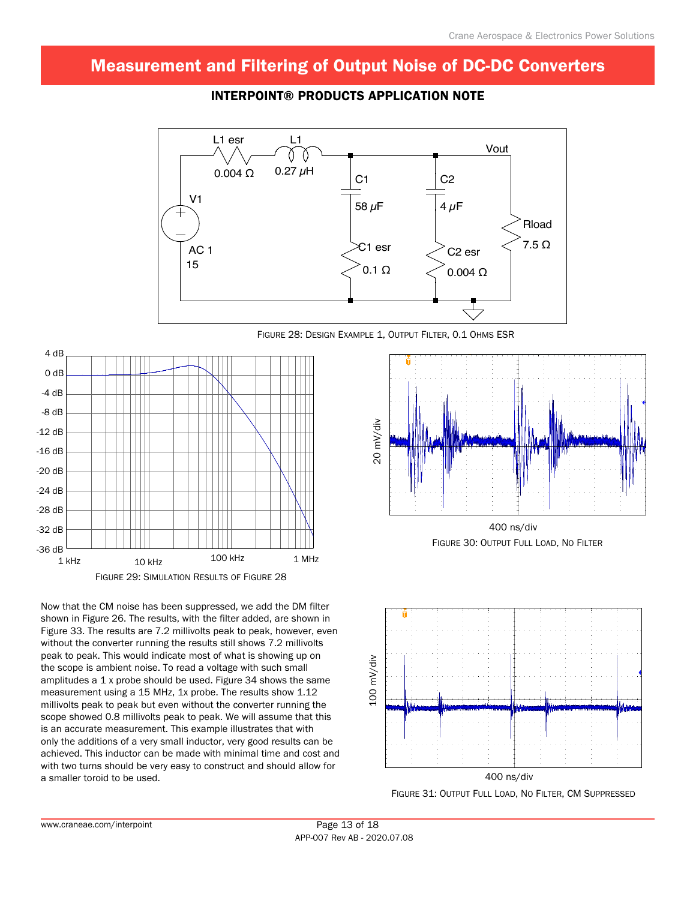FIGURE 28: DESIGN EXAMPLE 1, OUTPUT FILTER, 0.1 OHMS ESR

FIGURE 29: SIMULATION RESULTS OF FIGURE 28

FIGURE 30: OUTPUT FULL LOAD, NO FILTER

Now that the CM noise has been suppressed, we add the DM filter shown in Figure 26. The results, with the filter added, are shown in Figure 33. The results are 7.2 millivolts peak to peak, however, even without the converter running the results still shows 7.2 millivolts peak to peak. This would indicate most of what is showing up on the scope is ambient noise. To read a voltage with such small amplitudes a 1 x probe should be used. Figure 34 shows the same measurement using a 15 MHz, 1x probe. The results show 1.12 millivolts peak to peak but even without the converter running the scope showed 0.8 millivolts peak to peak. We will assume that this is an accurate measurement. This example illustrates that with only the additions of a very small inductor, very good results can be achieved. This inductor can be made with minimal time and cost and with two turns should be very easy to construct and should allow for a smaller toroid to be used.

FIGURE 31: OUTPUT FULL LOAD, NO FILTER, CM SUPPRESSED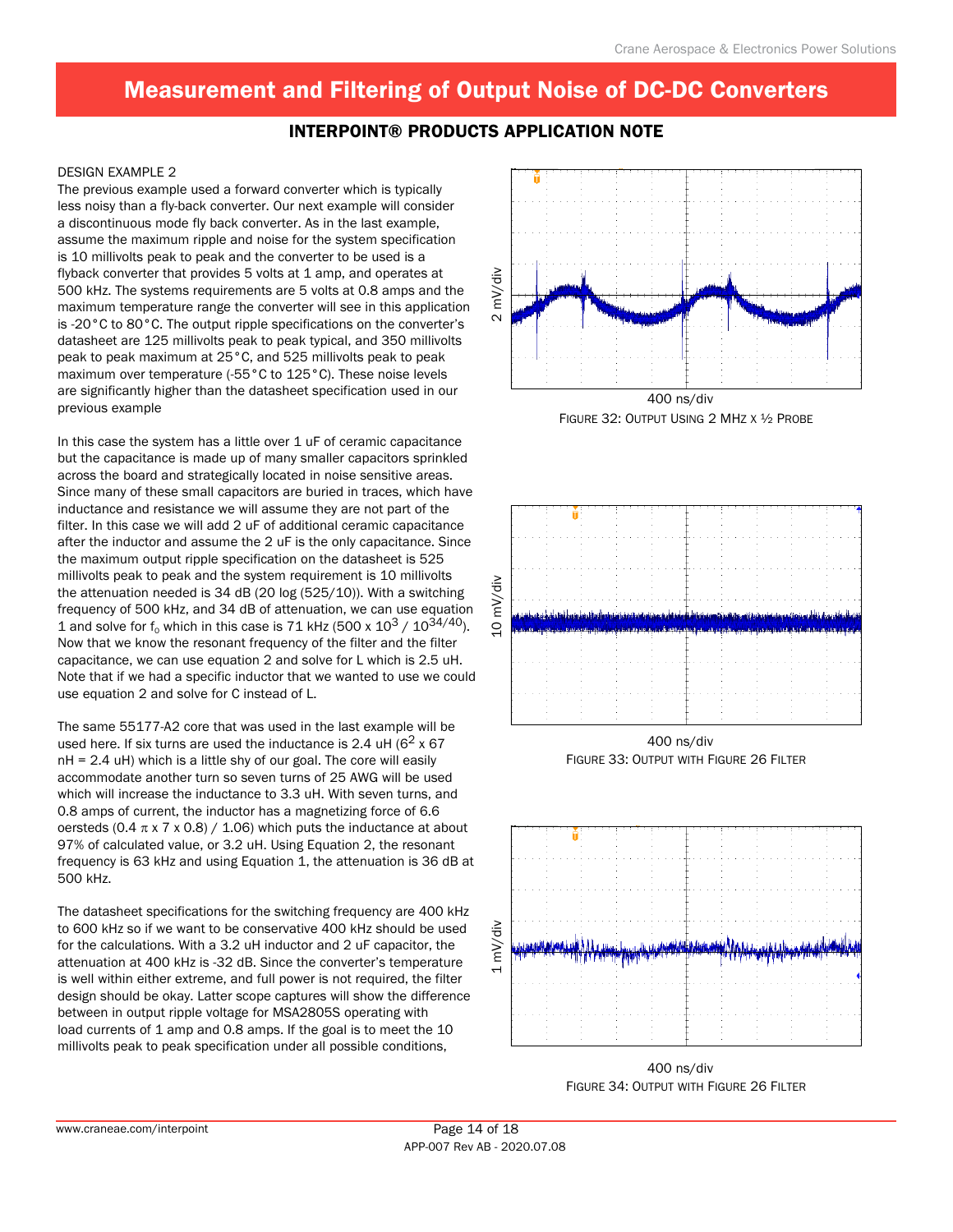# Measurement and Filtering of Output Noise of DC-DC Converters

## INTERPOINT® PRODUCTS APPLICATION NOTE

DESIGN EXAMPLE 2

The previous example used a forward converter which is typically less noisy than a fly-back converter. Our next example will consider a discontinuous mode fly back converter. As in the last example, assume the maximum ripple and noise for the system specification is 10 millivolts peak to peak and the converter to be used is a flyback converter that provides 5 volts at 1 amp, and operates at 500 kHz. The systems requirements are 5 volts at 0.8 amps and the maximum temperature range the converter will see in this application is -20°C to 80°C. The output ripple specifications on the converter's datasheet are 125 millivolts peak to peak typical, and 350 millivolts peak to peak maximum at 25°C, and 525 millivolts peak to peak maximum over temperature (-55°C to 125°C). These noise levels are significantly higher than the datasheet specification used in our previous example

In this case the system has a little over 1 uF of ceramic capacitance but the capacitance is made up of many smaller capacitors sprinkled across the board and strategically located in noise sensitive areas. Since many of these small capacitors are buried in traces, which have inductance and resistance we will assume they are not part of the filter. In this case we will add 2 uF of additional ceramic capacitance after the inductor and assume the 2 uF is the only capacitance. Since the maximum output ripple specification on the datasheet is 525 millivolts peak to peak and the system requirement is 10 millivolts the attenuation needed is 34 dB (20 log (525/10)). With a switching frequency of 500 kHz, and 34 dB of attenuation, we can use equation 1 and solve for $f_o$ which in this case is 71 kHz ($500 \times 10^3 / 10^{34/40}$). Now that we know the resonant frequency of the filter and the filter capacitance, we can use equation 2 and solve for L which is 2.5 uH. Note that if we had a specific inductor that we wanted to use we could use equation 2 and solve for C instead of L.

The same 55177-A2 core that was used in the last example will be used here. If six turns are used the inductance is 2.4 uH ($6^2 \times 67$ nH = 2.4 uH) which is a little shy of our goal. The core will easily accommodate another turn so seven turns of 25 AWG will be used which will increase the inductance to 3.3 uH. With seven turns, and 0.8 amps of current, the inductor has a magnetizing force of 6.6 oersteds ($(0.4 \pi \times 7 \times 0.8) / 1.06$) which puts the inductance at about 97% of calculated value, or 3.2 uH. Using Equation 2, the resonant frequency is 63 kHz and using Equation 1, the attenuation is 36 dB at 500 kHz.

The datasheet specifications for the switching frequency are 400 kHz to 600 kHz so if we want to be conservative 400 kHz should be used for the calculations. With a 3.2 uH inductor and 2 uF capacitor, the attenuation at 400 kHz is -32 dB. Since the converter's temperature is well within either extreme, and full power is not required, the filter design should be okay. Latter scope captures will show the difference between in output ripple voltage for MSA2805S operating with load currents of 1 amp and 0.8 amps. If the goal is to meet the 10 millivolts peak to peak specification under all possible conditions,

FIGURE 32: OUTPUT USING 2 MHZ X ½ PROBE

FIGURE 33: OUTPUT WITH FIGURE 26 FILTER

FIGURE 34: OUTPUT WITH FIGURE 26 FILTER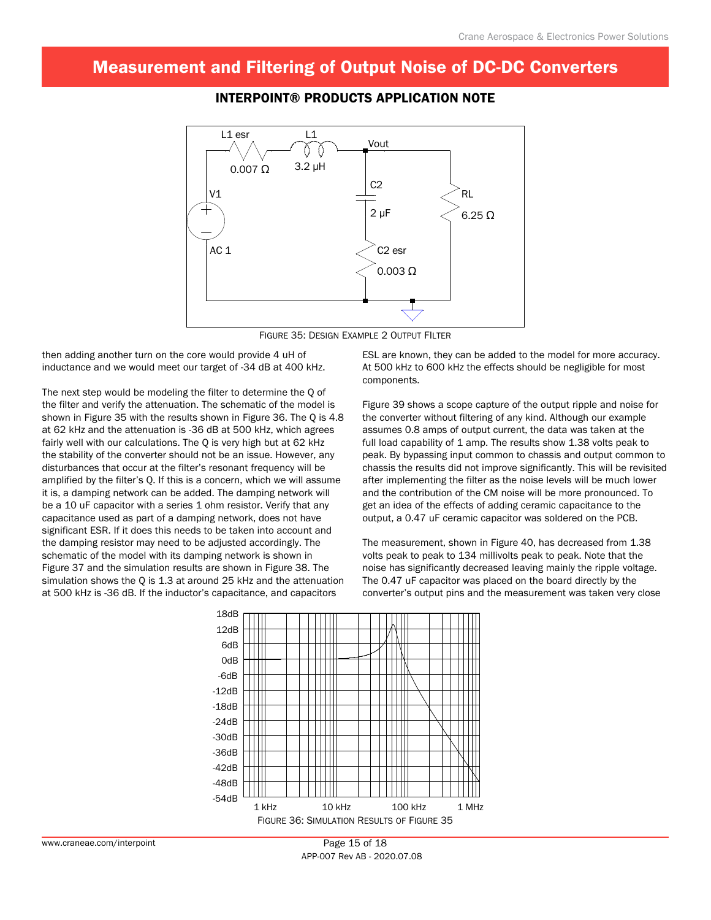# Measurement and Filtering of Output Noise of DC-DC Converters

## INTERPOINT® PRODUCTS APPLICATION NOTE

FIGURE 35: DESIGN EXAMPLE 2 OUTPUT FILTER

then adding another turn on the core would provide 4 uH of inductance and we would meet our target of -34 dB at 400 kHz.

The next step would be modeling the filter to determine the Q of the filter and verify the attenuation. The schematic of the model is shown in Figure 35 with the results shown in Figure 36. The Q is 4.8 at 62 kHz and the attenuation is -36 dB at 500 kHz, which agrees fairly well with our calculations. The Q is very high but at 62 kHz the stability of the converter should not be an issue. However, any disturbances that occur at the filter's resonant frequency will be amplified by the filter's Q. If this is a concern, which we will assume it is, a damping network can be added. The damping network will be a 10 uF capacitor with a series 1 ohm resistor. Verify that any capacitance used as part of a damping network, does not have significant ESR. If it does this needs to be taken into account and the damping resistor may need to be adjusted accordingly. The schematic of the model with its damping network is shown in Figure 37 and the simulation results are shown in Figure 38. The simulation shows the Q is 1.3 at around 25 kHz and the attenuation at 500 kHz is -36 dB. If the inductor's capacitance, and capacitors ESL are known, they can be added to the model for more accuracy. At 500 kHz to 600 kHz the effects should be negligible for most components.

Figure 39 shows a scope capture of the output ripple and noise for the converter without filtering of any kind. Although our example assumes 0.8 amps of output current, the data was taken at the full load capability of 1 amp. The results show 1.38 volts peak to peak. By bypassing input common to chassis and output common to chassis the results did not improve significantly. This will be revisited after implementing the filter as the noise levels will be much lower and the contribution of the CM noise will be more pronounced. To get an idea of the effects of adding ceramic capacitance to the output, a 0.47 uF ceramic capacitor was soldered on the PCB.

The measurement, shown in Figure 40, has decreased from 1.38 volts peak to peak to 134 millivolts peak to peak. Note that the noise has significantly decreased leaving mainly the ripple voltage. The 0.47 uF capacitor was placed on the board directly by the converter's output pins and the measurement was taken very close

FIGURE 36: SIMULATION RESULTS OF FIGURE 35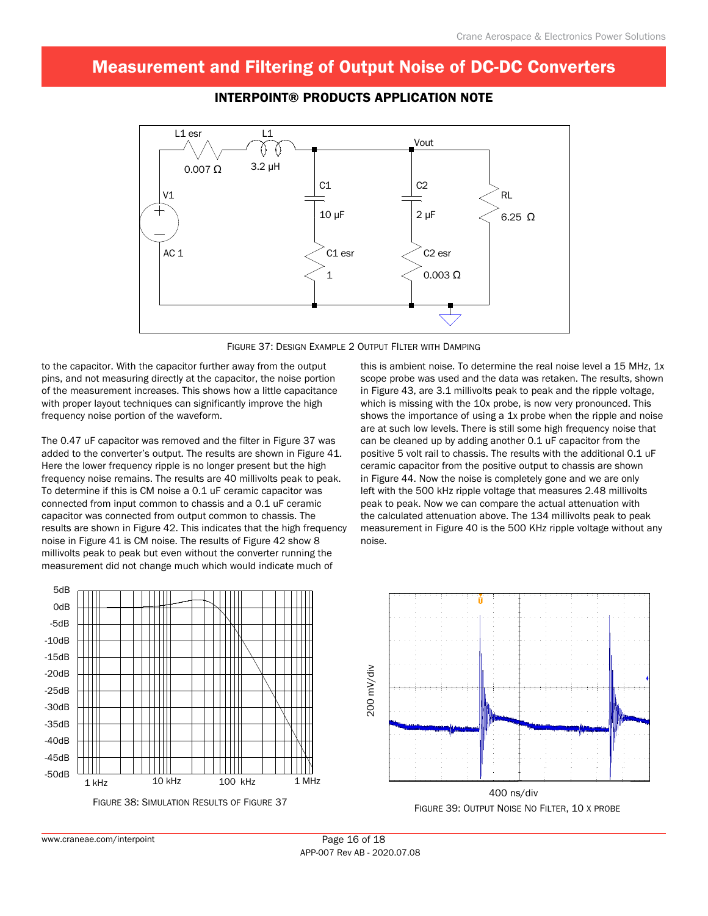# Measurement and Filtering of Output Noise of DC-DC Converters

## INTERPOINT® PRODUCTS APPLICATION NOTE

FIGURE 37: DESIGN EXAMPLE 2 OUTPUT FILTER WITH DAMPING

to the capacitor. With the capacitor further away from the output pins, and not measuring directly at the capacitor, the noise portion of the measurement increases. This shows how a little capacitance with proper layout techniques can significantly improve the high frequency noise portion of the waveform.

The 0.47 uF capacitor was removed and the filter in Figure 37 was added to the converter's output. The results are shown in Figure 41. Here the lower frequency ripple is no longer present but the high frequency noise remains. The results are 40 millivolts peak to peak. To determine if this is CM noise a 0.1 uF ceramic capacitor was connected from input common to chassis and a 0.1 uF ceramic capacitor was connected from output common to chassis. The results are shown in Figure 42. This indicates that the high frequency noise in Figure 41 is CM noise. The results of Figure 42 show 8 millivolts peak to peak but even without the converter running the measurement did not change much which would indicate much of this is ambient noise. To determine the real noise level a 15 MHz, 1x scope probe was used and the data was retaken. The results, shown in Figure 43, are 3.1 millivolts peak to peak and the ripple voltage, which is missing with the 10x probe, is now very pronounced. This shows the importance of using a 1x probe when the ripple and noise are at such low levels. There is still some high frequency noise that can be cleaned up by adding another 0.1 uF capacitor from the positive 5 volt rail to chassis. The results with the additional 0.1 uF ceramic capacitor from the positive output to chassis are shown in Figure 44. Now the noise is completely gone and we are only left with the 500 kHz ripple voltage that measures 2.48 millivolts peak to peak. Now we can compare the actual attenuation with the calculated attenuation above. The 134 millivolts peak to peak measurement in Figure 40 is the 500 KHz ripple voltage without any noise.

FIGURE 38: SIMULATION RESULTS OF FIGURE 37

FIGURE 39: OUTPUT NOISE NO FILTER, 10 X PROBE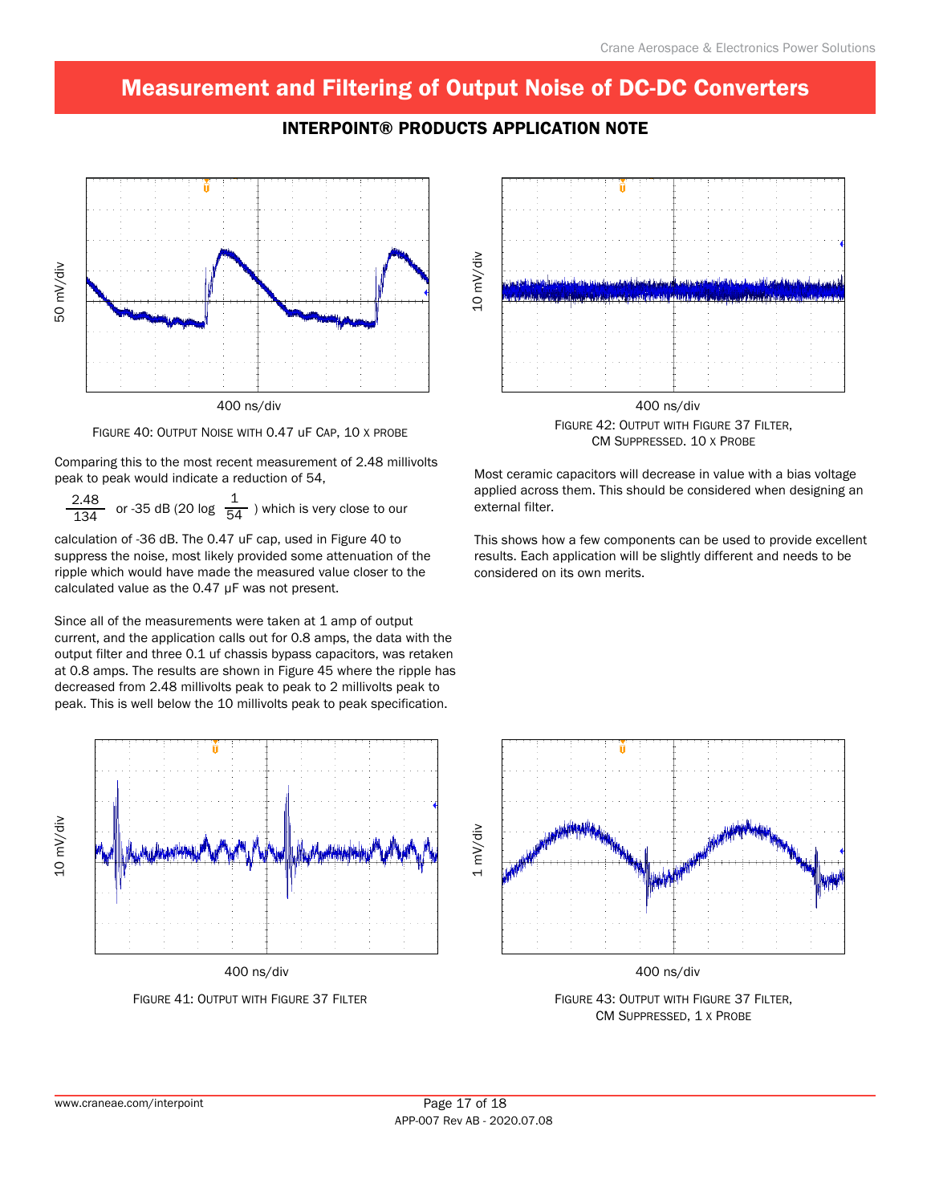# Measurement and Filtering of Output Noise of DC-DC Converters

## INTERPOINT® PRODUCTS APPLICATION NOTE

50 mV/div

400 ns/div

Figure 40: Output Noise with 0.47 uF Cap, 10 x probe

Comparing this to the most recent measurement of 2.48 millivolts peak to peak would indicate a reduction of 54,

$\frac{2.48}{134}$ or -35 dB (20 log $\frac{1}{54}$ ) which is very close to our calculation of -36 dB. The 0.47 uF cap, used in Figure 40 to suppress the noise, most likely provided some attenuation of the ripple which would have made the measured value closer to the calculated value as the 0.47 µF was not present.

Since all of the measurements were taken at 1 amp of output current, and the application calls out for 0.8 amps, the data with the output filter and three 0.1 uf chassis bypass capacitors, was retaken at 0.8 amps. The results are shown in Figure 45 where the ripple has decreased from 2.48 millivolts peak to peak to 2 millivolts peak to peak. This is well below the 10 millivolts peak to peak specification.

10 mV/div

400 ns/div

Figure 42: Output with Figure 37 Filter, CM Suppressed. 10 x Probe

Most ceramic capacitors will decrease in value with a bias voltage applied across them. This should be considered when designing an external filter.

This shows how a few components can be used to provide excellent results. Each application will be slightly different and needs to be considered on its own merits.

10 mV/div

400 ns/div

Figure 41: Output with Figure 37 Filter

1 mV/div

400 ns/div

Figure 43: Output with Figure 37 Filter, CM Suppressed, 1 x Probe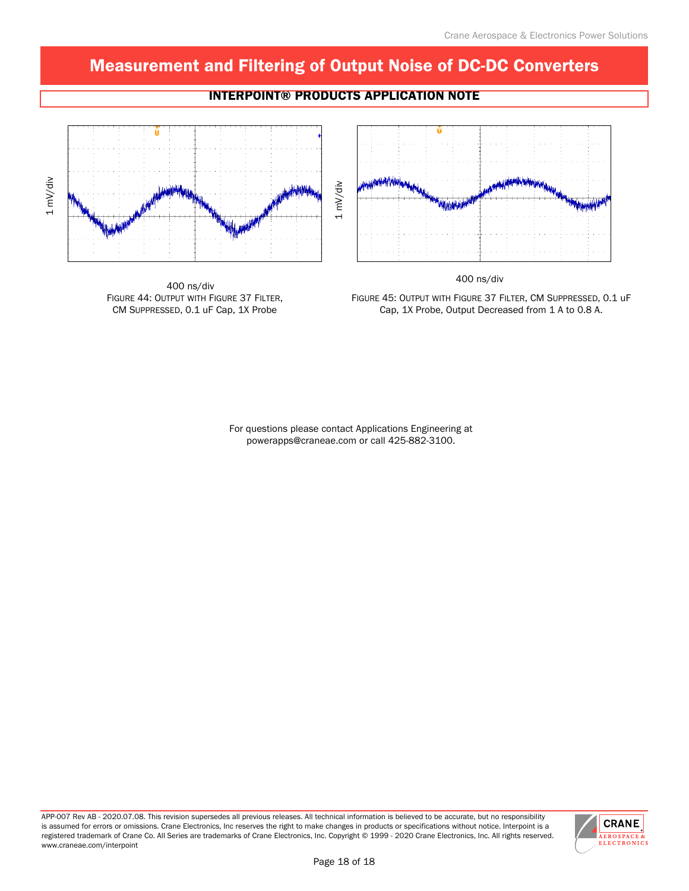1 mV/div

400 ns/div

FIGURE 44: OUTPUT WITH FIGURE 37 FILTER, CM SUPPRESSED, 0.1 uF Cap, 1X Probe

1 mV/div

400 ns/div

FIGURE 45: OUTPUT WITH FIGURE 37 FILTER, CM SUPPRESSED, 0.1 uF Cap, 1X Probe, Output Decreased from 1 A to 0.8 A.

For questions please contact Applications Engineering at powerapps@craneae.com or call 425-882-3100.

APP-007 Rev AB - 2020.07.08. This revision supersedes all previous releases. All technical information is believed to be accurate, but no responsibility is assumed for errors or omissions. Crane Electronics, Inc reserves the right to make changes in products or specifications without notice. Interpoint is a registered trademark of Crane Co. All Series are trademarks of Crane Electronics, Inc. Copyright © 1999 - 2020 Crane Electronics, Inc. All rights reserved. www.craneae.com/interpoint